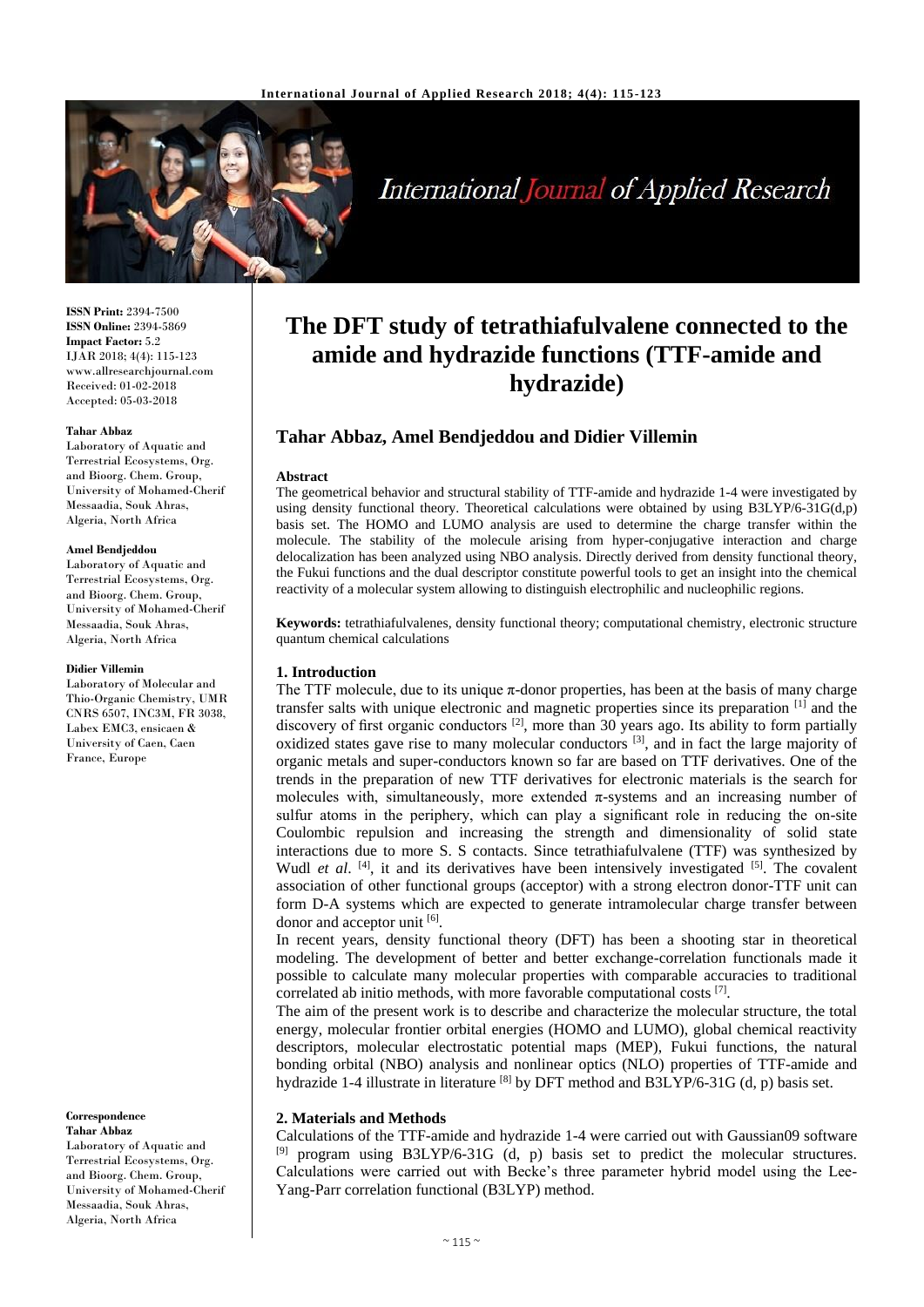# The DFT study of tetrathiafulvalene connected to the amide and hydrazide functions (TTF-amide and hydrazide)

**Tahar Abbaz, Amel Bendjeddou and Didier Villemin**

**ISSN Print:** 2394-7500
**ISSN Online:** 2394-5869
**Impact Factor:** 5.2
IJAR 2018; 4(4): 115-123
www.allresearchjournal.com
Received: 01-02-2018
Accepted: 05-03-2018

**Tahar Abbaz**
Laboratory of Aquatic and Terrestrial Ecosystems, Org. and Bioorg. Chem. Group, University of Mohamed-Cherif Messaadia, Souk Ahras, Algeria, North Africa

**Amel Bendjeddou**
Laboratory of Aquatic and Terrestrial Ecosystems, Org. and Bioorg. Chem. Group, University of Mohamed-Cherif Messaadia, Souk Ahras, Algeria, North Africa

**Didier Villemin**
Laboratory of Molecular and Thio-Organic Chemistry, UMR CNRS 6507, INC3M, FR 3038, Labex EMC3, ensicaen & University of Caen, Caen France, Europe

**Correspondence**
**Tahar Abbaz**
Laboratory of Aquatic and Terrestrial Ecosystems, Org. and Bioorg. Chem. Group, University of Mohamed-Cherif Messaadia, Souk Ahras, Algeria, North Africa

**Abstract**

The geometrical behavior and structural stability of TTF-amide and hydrazide 1-4 were investigated by using density functional theory. Theoretical calculations were obtained by using B3LYP/6-31G(d,p) basis set. The HOMO and LUMO analysis are used to determine the charge transfer within the molecule. The stability of the molecule arising from hyper-conjugative interaction and charge delocalization has been analyzed using NBO analysis. Directly derived from density functional theory, the Fukui functions and the dual descriptor constitute powerful tools to get an insight into the chemical reactivity of a molecular system allowing to distinguish electrophilic and nucleophilic regions.

**Keywords:** tetrathiafulvalenes, density functional theory; computational chemistry, electronic structure quantum chemical calculations

## 1. Introduction

The TTF molecule, due to its unique π-donor properties, has been at the basis of many charge transfer salts with unique electronic and magnetic properties since its preparation [1] and the discovery of first organic conductors [2], more than 30 years ago. Its ability to form partially oxidized states gave rise to many molecular conductors [3], and in fact the large majority of organic metals and super-conductors known so far are based on TTF derivatives. One of the trends in the preparation of new TTF derivatives for electronic materials is the search for molecules with, simultaneously, more extended π-systems and an increasing number of sulfur atoms in the periphery, which can play a significant role in reducing the on-site Coulombic repulsion and increasing the strength and dimensionality of solid state interactions due to more S. S contacts. Since tetrathiafulvalene (TTF) was synthesized by Wudl *et al*. [4], it and its derivatives have been intensively investigated [5]. The covalent association of other functional groups (acceptor) with a strong electron donor-TTF unit can form D-A systems which are expected to generate intramolecular charge transfer between donor and acceptor unit [6].

In recent years, density functional theory (DFT) has been a shooting star in theoretical modeling. The development of better and better exchange-correlation functionals made it possible to calculate many molecular properties with comparable accuracies to traditional correlated ab initio methods, with more favorable computational costs [7].

The aim of the present work is to describe and characterize the molecular structure, the total energy, molecular frontier orbital energies (HOMO and LUMO), global chemical reactivity descriptors, molecular electrostatic potential maps (MEP), Fukui functions, the natural bonding orbital (NBO) analysis and nonlinear optics (NLO) properties of TTF-amide and hydrazide 1-4 illustrate in literature [8] by DFT method and B3LYP/6-31G (d, p) basis set.

## 2. Materials and Methods

Calculations of the TTF-amide and hydrazide 1-4 were carried out with Gaussian09 software [9] program using B3LYP/6-31G (d, p) basis set to predict the molecular structures. Calculations were carried out with Becke's three parameter hybrid model using the Lee-Yang-Parr correlation functional (B3LYP) method.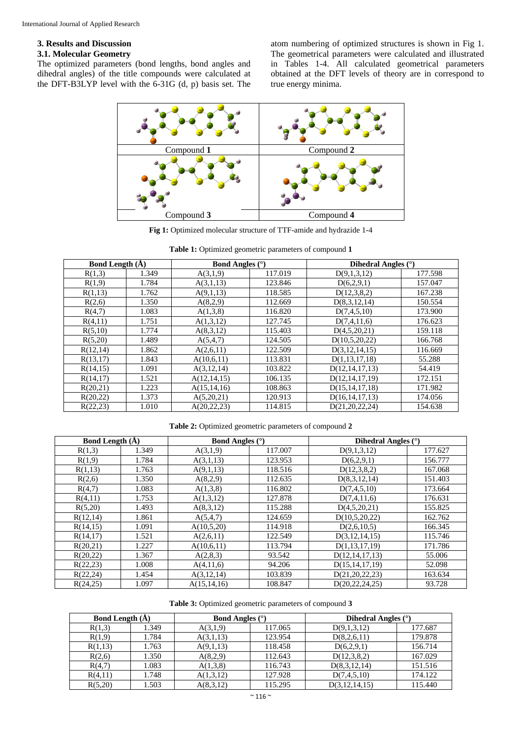## 3. Results and Discussion

### 3.1. Molecular Geometry

The optimized parameters (bond lengths, bond angles and dihedral angles) of the title compounds were calculated at the DFT-B3LYP level with the 6-31G (d, p) basis set. The atom numbering of optimized structures is shown in Fig 1. The geometrical parameters were calculated and illustrated in Tables 1-4. All calculated geometrical parameters obtained at the DFT levels of theory are in correspond to true energy minima.

| Compound **1** | Compound **2** |
|---|---|
| Compound **3** | Compound **4** |

**Fig 1:** Optimized molecular structure of TTF-amide and hydrazide 1-4

**Table 1:** Optimized geometric parameters of compound **1**

| Bond Length (Å) | | Bond Angles (°) | | Dihedral Angles (°) | |
|---|---|---|---|---|---|
| R(1,3) | 1.349 | A(3,1,9) | 117.019 | D(9,1,3,12) | 177.598 |
| R(1,9) | 1.784 | A(3,1,13) | 123.846 | D(6,2,9,1) | 157.047 |
| R(1,13) | 1.762 | A(9,1,13) | 118.585 | D(12,3,8,2) | 167.238 |
| R(2,6) | 1.350 | A(8,2,9) | 112.669 | D(8,3,12,14) | 150.554 |
| R(4,7) | 1.083 | A(1,3,8) | 116.820 | D(7,4,5,10) | 173.900 |
| R(4,11) | 1.751 | A(1,3,12) | 127.745 | D(7,4,11,6) | 176.623 |
| R(5,10) | 1.774 | A(8,3,12) | 115.403 | D(4,5,20,21) | 159.118 |
| R(5,20) | 1.489 | A(5,4,7) | 124.505 | D(10,5,20,22) | 166.768 |
| R(12,14) | 1.862 | A(2,6,11) | 122.509 | D(3,12,14,15) | 116.669 |
| R(13,17) | 1.843 | A(10,6,11) | 113.831 | D(1,13,17,18) | 55.288 |
| R(14,15) | 1.091 | A(3,12,14) | 103.822 | D(12,14,17,13) | 54.419 |
| R(14,17) | 1.521 | A(12,14,15) | 106.135 | D(12,14,17,19) | 172.151 |
| R(20,21) | 1.223 | A(15,14,16) | 108.863 | D(15,14,17,18) | 171.982 |
| R(20,22) | 1.373 | A(5,20,21) | 120.913 | D(16,14,17,13) | 174.056 |
| R(22,23) | 1.010 | A(20,22,23) | 114.815 | D(21,20,22,24) | 154.638 |

**Table 2:** Optimized geometric parameters of compound **2**

| Bond Length (Å) | | Bond Angles (°) | | Dihedral Angles (°) | |
|---|---|---|---|---|---|
| R(1,3) | 1.349 | A(3,1,9) | 117.007 | D(9,1,3,12) | 177.627 |
| R(1,9) | 1.784 | A(3,1,13) | 123.953 | D(6,2,9,1) | 156.777 |
| R(1,13) | 1.763 | A(9,1,13) | 118.516 | D(12,3,8,2) | 167.068 |
| R(2,6) | 1.350 | A(8,2,9) | 112.635 | D(8,3,12,14) | 151.403 |
| R(4,7) | 1.083 | A(1,3,8) | 116.802 | D(7,4,5,10) | 173.664 |
| R(4,11) | 1.753 | A(1,3,12) | 127.878 | D(7,4,11,6) | 176.631 |
| R(5,20) | 1.493 | A(8,3,12) | 115.288 | D(4,5,20,21) | 155.825 |
| R(12,14) | 1.861 | A(5,4,7) | 124.659 | D(10,5,20,22) | 162.762 |
| R(14,15) | 1.091 | A(10,5,20) | 114.918 | D(2,6,10,5) | 166.345 |
| R(14,17) | 1.521 | A(2,6,11) | 122.549 | D(3,12,14,15) | 115.746 |
| R(20,21) | 1.227 | A(10,6,11) | 113.794 | D(1,13,17,19) | 171.786 |
| R(20,22) | 1.367 | A(2,8,3) | 93.542 | D(12,14,17,13) | 55.006 |
| R(22,23) | 1.008 | A(4,11,6) | 94.206 | D(15,14,17,19) | 52.098 |
| R(22,24) | 1.454 | A(3,12,14) | 103.839 | D(21,20,22,23) | 163.634 |
| R(24,25) | 1.097 | A(15,14,16) | 108.847 | D(20,22,24,25) | 93.728 |

**Table 3:** Optimized geometric parameters of compound **3**

| Bond Length (Å) | | Bond Angles (°) | | Dihedral Angles (°) | |
|---|---|---|---|---|---|
| R(1,3) | 1.349 | A(3,1,9) | 117.065 | D(9,1,3,12) | 177.687 |
| R(1,9) | 1.784 | A(3,1,13) | 123.954 | D(8,2,6,11) | 179.878 |
| R(1,13) | 1.763 | A(9,1,13) | 118.458 | D(6,2,9,1) | 156.714 |
| R(2,6) | 1.350 | A(8,2,9) | 112.643 | D(12,3,8,2) | 167.029 |
| R(4,7) | 1.083 | A(1,3,8) | 116.743 | D(8,3,12,14) | 151.516 |
| R(4,11) | 1.748 | A(1,3,12) | 127.928 | D(7,4,5,10) | 174.122 |
| R(5,20) | 1.503 | A(8,3,12) | 115.295 | D(3,12,14,15) | 115.440 |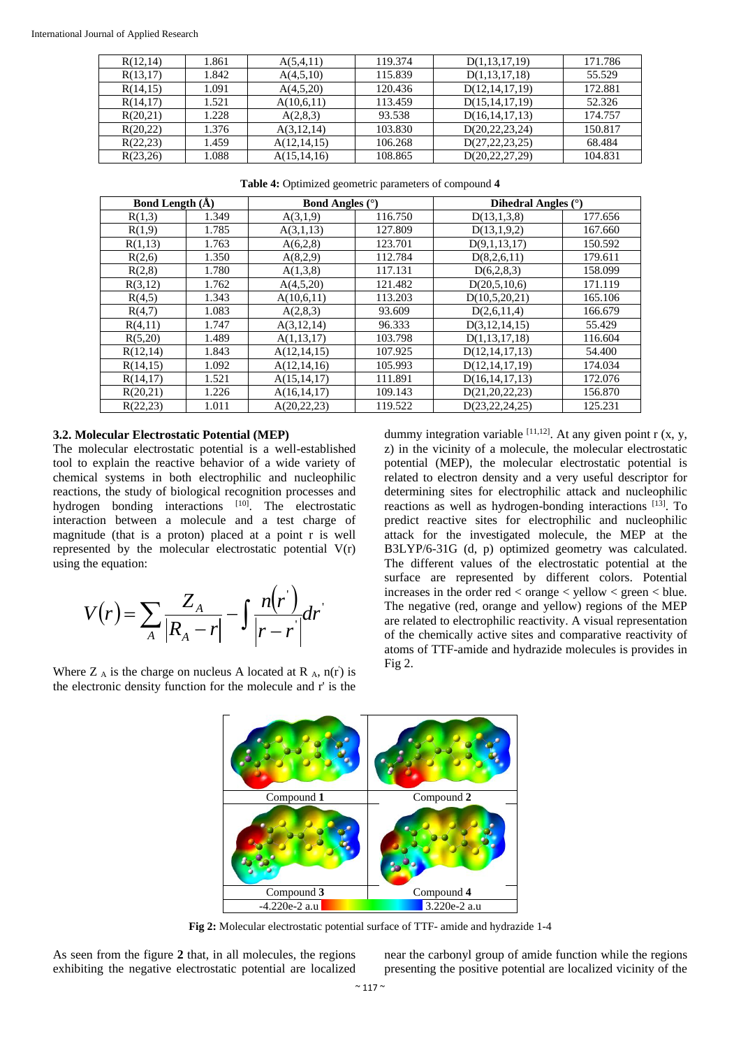| R(12,14) | 1.861 | A(5,4,11) | 119.374 | D(1,13,17,19) | 171.786 |
|---|---|---|---|---|---|
| R(13,17) | 1.842 | A(4,5,10) | 115.839 | D(1,13,17,18) | 55.529 |
| R(14,15) | 1.091 | A(4,5,20) | 120.436 | D(12,14,17,19) | 172.881 |
| R(14,17) | 1.521 | A(10,6,11) | 113.459 | D(15,14,17,19) | 52.326 |
| R(20,21) | 1.228 | A(2,8,3) | 93.538 | D(16,14,17,13) | 174.757 |
| R(20,22) | 1.376 | A(3,12,14) | 103.830 | D(20,22,23,24) | 150.817 |
| R(22,23) | 1.459 | A(12,14,15) | 106.268 | D(27,22,23,25) | 68.484 |
| R(23,26) | 1.088 | A(15,14,16) | 108.865 | D(20,22,27,29) | 104.831 |

**Table 4:** Optimized geometric parameters of compound **4**

| Bond Length (Å) | | Bond Angles (°) | | Dihedral Angles (°) | |
|---|---|---|---|---|---|
| R(1,3) | 1.349 | A(3,1,9) | 116.750 | D(13,1,3,8) | 177.656 |
| R(1,9) | 1.785 | A(3,1,13) | 127.809 | D(13,1,9,2) | 167.660 |
| R(1,13) | 1.763 | A(6,2,8) | 123.701 | D(9,1,13,17) | 150.592 |
| R(2,6) | 1.350 | A(8,2,9) | 112.784 | D(8,2,6,11) | 179.611 |
| R(2,8) | 1.780 | A(1,3,8) | 117.131 | D(6,2,8,3) | 158.099 |
| R(3,12) | 1.762 | A(4,5,20) | 121.482 | D(20,5,10,6) | 171.119 |
| R(4,5) | 1.343 | A(10,6,11) | 113.203 | D(10,5,20,21) | 165.106 |
| R(4,7) | 1.083 | A(2,8,3) | 93.609 | D(2,6,11,4) | 166.679 |
| R(4,11) | 1.747 | A(3,12,14) | 96.333 | D(3,12,14,15) | 55.429 |
| R(5,20) | 1.489 | A(1,13,17) | 103.798 | D(1,13,17,18) | 116.604 |
| R(12,14) | 1.843 | A(12,14,15) | 107.925 | D(12,14,17,13) | 54.400 |
| R(14,15) | 1.092 | A(12,14,16) | 105.993 | D(12,14,17,19) | 174.034 |
| R(14,17) | 1.521 | A(15,14,17) | 111.891 | D(16,14,17,13) | 172.076 |
| R(20,21) | 1.226 | A(16,14,17) | 109.143 | D(21,20,22,23) | 156.870 |
| R(22,23) | 1.011 | A(20,22,23) | 119.522 | D(23,22,24,25) | 125.231 |

### 3.2. Molecular Electrostatic Potential (MEP)

The molecular electrostatic potential is a well-established tool to explain the reactive behavior of a wide variety of chemical systems in both electrophilic and nucleophilic reactions, the study of biological recognition processes and hydrogen bonding interactions [10]. The electrostatic interaction between a molecule and a test charge of magnitude (that is a proton) placed at a point r is well represented by the molecular electrostatic potential V(r) using the equation:

$$V(r) = \sum_{A} \frac{Z_A}{|R_A - r|} - \int \frac{n(r')}{|r - r'|} dr'$$

Where $Z_A$ is the charge on nucleus A located at $R_A$, $n(r')$ is the electronic density function for the molecule and r' is the dummy integration variable [11,12]. At any given point r (x, y, z) in the vicinity of a molecule, the molecular electrostatic potential (MEP), the molecular electrostatic potential is related to electron density and a very useful descriptor for determining sites for electrophilic attack and nucleophilic reactions as well as hydrogen-bonding interactions [13]. To predict reactive sites for electrophilic and nucleophilic attack for the investigated molecule, the MEP at the B3LYP/6-31G (d, p) optimized geometry was calculated. The different values of the electrostatic potential at the surface are represented by different colors. Potential increases in the order red < orange < yellow < green < blue. The negative (red, orange and yellow) regions of the MEP are related to electrophilic reactivity. A visual representation of the chemically active sites and comparative reactivity of atoms of TTF-amide and hydrazide molecules is provides in Fig 2.

Compound **1** | Compound **2** | Compound **3** | Compound **4**

-4.220e-2 a.u | 3.220e-2 a.u

**Fig 2:** Molecular electrostatic potential surface of TTF- amide and hydrazide 1-4

As seen from the figure **2** that, in all molecules, the regions exhibiting the negative electrostatic potential are localized near the carbonyl group of amide function while the regions presenting the positive potential are localized vicinity of the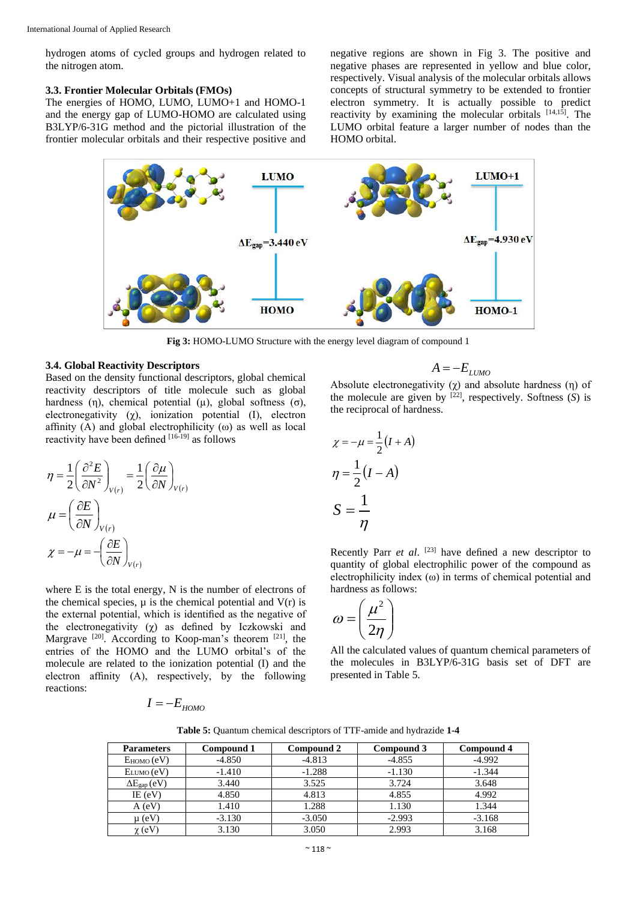hydrogen atoms of cycled groups and hydrogen related to the nitrogen atom.

### 3.3. Frontier Molecular Orbitals (FMOs)

The energies of HOMO, LUMO, LUMO+1 and HOMO-1 and the energy gap of LUMO-HOMO are calculated using B3LYP/6-31G method and the pictorial illustration of the frontier molecular orbitals and their respective positive and negative regions are shown in Fig 3. The positive and negative phases are represented in yellow and blue color, respectively. Visual analysis of the molecular orbitals allows concepts of structural symmetry to be extended to frontier electron symmetry. It is actually possible to predict reactivity by examining the molecular orbitals [14,15]. The LUMO orbital feature a larger number of nodes than the HOMO orbital.

**Fig 3:** HOMO-LUMO Structure with the energy level diagram of compound 1

### 3.4. Global Reactivity Descriptors

Based on the density functional descriptors, global chemical reactivity descriptors of title molecule such as global hardness (η), chemical potential (μ), global softness (σ), electronegativity (χ), ionization potential (I), electron affinity (A) and global electrophilicity (ω) as well as local reactivity have been defined [16-19] as follows

$$\eta = \frac{1}{2}\left(\frac{\partial^2 E}{\partial N^2}\right)_{V(r)} = \frac{1}{2}\left(\frac{\partial \mu}{\partial N}\right)_{V(r)}$$

$$\mu = \left(\frac{\partial E}{\partial N}\right)_{V(r)}$$

$$\chi = -\mu = -\left(\frac{\partial E}{\partial N}\right)_{V(r)}$$

where E is the total energy, N is the number of electrons of the chemical species, μ is the chemical potential and V(r) is the external potential, which is identified as the negative of the electronegativity (χ) as defined by Iczkowski and Margrave [20]. According to Koop-man's theorem [21], the entries of the HOMO and the LUMO orbital's of the molecule are related to the ionization potential (I) and the electron affinity (A), respectively, by the following reactions:

$$I = -E_{HOMO}$$

$$A = -E_{LUMO}$$

Absolute electronegativity (χ) and absolute hardness (η) of the molecule are given by [22], respectively. Softness (*S*) is the reciprocal of hardness.

$$\chi = -\mu = \frac{1}{2}(I + A)$$

$$\eta = \frac{1}{2}(I - A)$$

$$S = \frac{1}{\eta}$$

Recently Parr *et al*. [23] have defined a new descriptor to quantity of global electrophilic power of the compound as electrophilicity index (ω) in terms of chemical potential and hardness as follows:

$$\omega = \left(\frac{\mu^2}{2\eta}\right)$$

All the calculated values of quantum chemical parameters of the molecules in B3LYP/6-31G basis set of DFT are presented in Table 5.

**Table 5:** Quantum chemical descriptors of TTF-amide and hydrazide **1-4**

| Parameters | Compound 1 | Compound 2 | Compound 3 | Compound 4 |
|---|---|---|---|---|
| $E_{HOMO}$ (eV) | -4.850 | -4.813 | -4.855 | -4.992 |
| $E_{LUMO}$ (eV) | -1.410 | -1.288 | -1.130 | -1.344 |
| $\Delta E_{gap}$ (eV) | 3.440 | 3.525 | 3.724 | 3.648 |
| IE (eV) | 4.850 | 4.813 | 4.855 | 4.992 |
| A (eV) | 1.410 | 1.288 | 1.130 | 1.344 |
| μ (eV) | -3.130 | -3.050 | -2.993 | -3.168 |
| χ (eV) | 3.130 | 3.050 | 2.993 | 3.168 |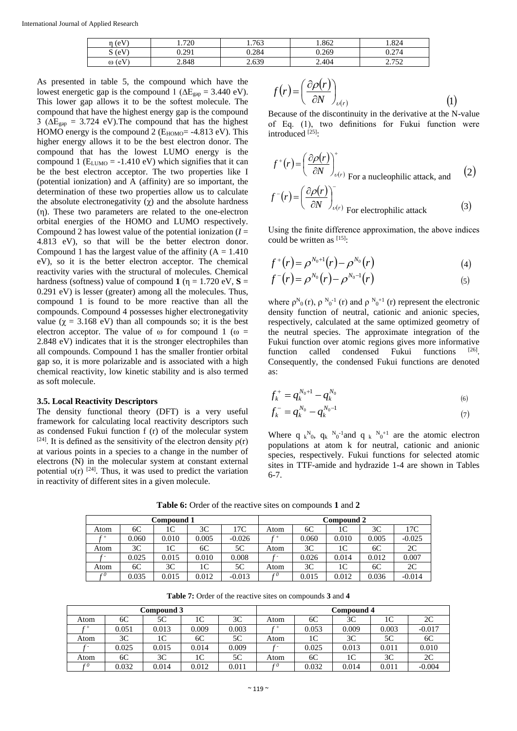| η (eV) | 1.720 | 1.763 | 1.862 | 1.824 |
|---|---|---|---|---|
| S (eV) | 0.291 | 0.284 | 0.269 | 0.274 |
| ω (eV) | 2.848 | 2.639 | 2.404 | 2.752 |

As presented in table 5, the compound which have the lowest energetic gap is the compound 1 ($\Delta E_{gap}$ = 3.440 eV). This lower gap allows it to be the softest molecule. The compound that have the highest energy gap is the compound 3 ($\Delta E_{gap}$ = 3.724 eV).The compound that has the highest HOMO energy is the compound 2 ($E_{HOMO}$= -4.813 eV). This higher energy allows it to be the best electron donor. The compound that has the lowest LUMO energy is the compound 1 ($E_{LUMO}$ = -1.410 eV) which signifies that it can be the best electron acceptor. The two properties like I (potential ionization) and A (affinity) are so important, the determination of these two properties allow us to calculate the absolute electronegativity (χ) and the absolute hardness (η). These two parameters are related to the one-electron orbital energies of the HOMO and LUMO respectively. Compound 2 has lowest value of the potential ionization ($I$ = 4.813 eV), so that will be the better electron donor. Compound 1 has the largest value of the affinity (A = 1.410 eV), so it is the better electron acceptor. The chemical reactivity varies with the structural of molecules. Chemical hardness (softness) value of compound **1** (η = 1.720 eV, **S** = 0.291 eV) is lesser (greater) among all the molecules. Thus, compound 1 is found to be more reactive than all the compounds. Compound 4 possesses higher electronegativity value (χ = 3.168 eV) than all compounds so; it is the best electron acceptor. The value of ω for compound 1 (ω = 2.848 eV) indicates that it is the stronger electrophiles than all compounds. Compound 1 has the smaller frontier orbital gap so, it is more polarizable and is associated with a high chemical reactivity, low kinetic stability and is also termed as soft molecule.

### 3.5. Local Reactivity Descriptors

The density functional theory (DFT) is a very useful framework for calculating local reactivity descriptors such as condensed Fukui function f (r) of the molecular system [24]. It is defined as the sensitivity of the electron density ρ(r) at various points in a species to a change in the number of electrons (N) in the molecular system at constant external potential υ(r) [24]. Thus, it was used to predict the variation in reactivity of different sites in a given molecule.

$$f(r) = \left(\frac{\partial \rho(r)}{\partial N}\right)_{\upsilon(r)} \qquad (1)$$

Because of the discontinuity in the derivative at the N-value of Eq. (1), two definitions for Fukui function were introduced [25]:

$$f^{+}(r) = \left(\frac{\partial \rho(r)}{\partial N}\right)^{+}_{\upsilon(r)} \text{ For a nucleophilic attack, and} \qquad (2)$$

$$f^{-}(r) = \left(\frac{\partial \rho(r)}{\partial N}\right)^{-}_{\upsilon(r)} \text{ For electrophilic attack} \qquad (3)$$

Using the finite difference approximation, the above indices could be written as [15]:

$$f^{+}(r) = \rho^{N_0+1}(r) - \rho^{N_0}(r) \qquad (4)$$

$$f^{-}(r) = \rho^{N_0}(r) - \rho^{N_0-1}(r) \qquad (5)$$

where $\rho^{N_0}(r)$, $\rho^{N_0-1}(r)$ and $\rho^{N_0+1}(r)$ represent the electronic density function of neutral, cationic and anionic species, respectively, calculated at the same optimized geometry of the neutral species. The approximate integration of the Fukui function over atomic regions gives more informative function called condensed Fukui functions [26]. Consequently, the condensed Fukui functions are denoted as:

$$f_k^{+} = q_k^{N_0+1} - q_k^{N_0} \qquad (6)$$

$$f_k^{-} = q_k^{N_0} - q_k^{N_0-1} \qquad (7)$$

Where $q_k^{N_0}$, $q_k^{N_0-1}$ and $q_k^{N_0+1}$ are the atomic electron populations at atom k for neutral, cationic and anionic species, respectively. Fukui functions for selected atomic sites in TTF-amide and hydrazide 1-4 are shown in Tables 6-7.

**Table 6:** Order of the reactive sites on compounds **1** and **2**

| Compound 1 | | | | | Compound 2 | | | | |
|---|---|---|---|---|---|---|---|---|---|
| Atom | 6C | 1C | 3C | 17C | Atom | 6C | 1C | 3C | 17C |
| $f^{+}$ | 0.060 | 0.010 | 0.005 | -0.026 | $f^{+}$ | 0.060 | 0.010 | 0.005 | -0.025 |
| Atom | 3C | 1C | 6C | 5C | Atom | 3C | 1C | 6C | 2C |
| $f^{-}$ | 0.025 | 0.015 | 0.010 | 0.008 | $f^{-}$ | 0.026 | 0.014 | 0.012 | 0.007 |
| Atom | 6C | 3C | 1C | 5C | Atom | 3C | 1C | 6C | 2C |
| $f^{0}$ | 0.035 | 0.015 | 0.012 | -0.013 | $f^{0}$ | 0.015 | 0.012 | 0.036 | -0.014 |

**Table 7:** Order of the reactive sites on compounds **3** and **4**

| Compound 3 | | | | | Compound 4 | | | | |
|---|---|---|---|---|---|---|---|---|---|
| Atom | 6C | 5C | 1C | 3C | Atom | 6C | 3C | 1C | 2C |
| $f^{+}$ | 0.051 | 0.013 | 0.009 | 0.003 | $f^{+}$ | 0.053 | 0.009 | 0.003 | -0.017 |
| Atom | 3C | 1C | 6C | 5C | Atom | 1C | 3C | 5C | 6C |
| $f^{-}$ | 0.025 | 0.015 | 0.014 | 0.009 | $f^{-}$ | 0.025 | 0.013 | 0.011 | 0.010 |
| Atom | 6C | 3C | 1C | 5C | Atom | 6C | 1C | 3C | 2C |
| $f^{0}$ | 0.032 | 0.014 | 0.012 | 0.011 | $f^{0}$ | 0.032 | 0.014 | 0.011 | -0.004 |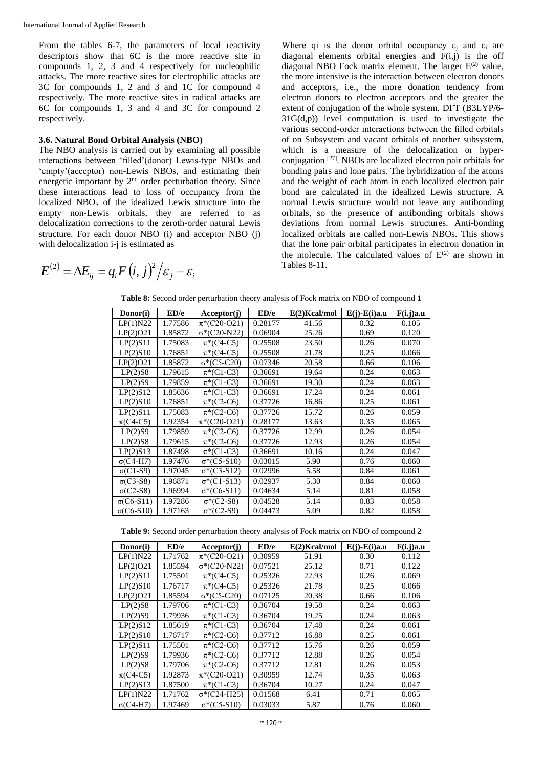From the tables 6-7, the parameters of local reactivity descriptors show that 6C is the more reactive site in compounds 1, 2, 3 and 4 respectively for nucleophilic attacks. The more reactive sites for electrophilic attacks are 3C for compounds 1, 2 and 3 and 1C for compound 4 respectively. The more reactive sites in radical attacks are 6C for compounds 1, 3 and 4 and 3C for compound 2 respectively.

### 3.6. Natural Bond Orbital Analysis (NBO)

The NBO analysis is carried out by examining all possible interactions between 'filled'(donor) Lewis-type NBOs and 'empty'(acceptor) non-Lewis NBOs, and estimating their energetic important by 2nd order perturbation theory. Since these interactions lead to loss of occupancy from the localized $NBO_S$ of the idealized Lewis structure into the empty non-Lewis orbitals, they are referred to as delocalization corrections to the zeroth-order natural Lewis structure. For each donor NBO (i) and acceptor NBO (j) with delocalization i-j is estimated as

$$E^{(2)} = \Delta E_{ij} = q_i F\left(i, j\right)^2 / \varepsilon_j - \varepsilon_i$$

Where qi is the donor orbital occupancy $\varepsilon_j$ and $\varepsilon_i$ are diagonal elements orbital energies and F(i,j) is the off diagonal NBO Fock matrix element. The larger $E^{(2)}$ value, the more intensive is the interaction between electron donors and acceptors, i.e., the more donation tendency from electron donors to electron acceptors and the greater the extent of conjugation of the whole system. DFT (B3LYP/6-31G(d,p)) level computation is used to investigate the various second-order interactions between the filled orbitals of on Subsystem and vacant orbitals of another subsystem, which is a measure of the delocalization or hyper-conjugation [27]. NBOs are localized electron pair orbitals for bonding pairs and lone pairs. The hybridization of the atoms and the weight of each atom in each localized electron pair bond are calculated in the idealized Lewis structure. A normal Lewis structure would not leave any antibonding orbitals, so the presence of antibonding orbitals shows deviations from normal Lewis structures. Anti-bonding localized orbitals are called non-Lewis NBOs. This shows that the lone pair orbital participates in electron donation in the molecule. The calculated values of $E^{(2)}$ are shown in Tables 8-11.

**Table 8:** Second order perturbation theory analysis of Fock matrix on NBO of compound **1**

| Donor(i) | ED/e | Acceptor(j) | ED/e | E(2)Kcal/mol | E(j)-E(i)a.u | F(i.j)a.u |
|---|---|---|---|---|---|---|
| LP(1)N22 | 1.77586 | π*(C20-O21) | 0.28177 | 41.56 | 0.32 | 0.105 |
| LP(2)O21 | 1.85872 | σ*(C20-N22) | 0.06904 | 25.26 | 0.69 | 0.120 |
| LP(2)S11 | 1.75083 | π*(C4-C5) | 0.25508 | 23.50 | 0.26 | 0.070 |
| LP(2)S10 | 1.76851 | π*(C4-C5) | 0.25508 | 21.78 | 0.25 | 0.066 |
| LP(2)O21 | 1.85872 | σ*(C5-C20) | 0.07346 | 20.58 | 0.66 | 0.106 |
| LP(2)S8 | 1.79615 | π*(C1-C3) | 0.36691 | 19.64 | 0.24 | 0.063 |
| LP(2)S9 | 1.79859 | π*(C1-C3) | 0.36691 | 19.30 | 0.24 | 0.063 |
| LP(2)S12 | 1.85636 | π*(C1-C3) | 0.36691 | 17.24 | 0.24 | 0.061 |
| LP(2)S10 | 1.76851 | π*(C2-C6) | 0.37726 | 16.86 | 0.25 | 0.061 |
| LP(2)S11 | 1.75083 | π*(C2-C6) | 0.37726 | 15.72 | 0.26 | 0.059 |
| π(C4-C5) | 1.92354 | π*(C20-O21) | 0.28177 | 13.63 | 0.35 | 0.065 |
| LP(2)S9 | 1.79859 | π*(C2-C6) | 0.37726 | 12.99 | 0.26 | 0.054 |
| LP(2)S8 | 1.79615 | π*(C2-C6) | 0.37726 | 12.93 | 0.26 | 0.054 |
| LP(2)S13 | 1.87498 | π*(C1-C3) | 0.36691 | 10.16 | 0.24 | 0.047 |
| σ(C4-H7) | 1.97476 | σ*(C5-S10) | 0.03015 | 5.90 | 0.76 | 0.060 |
| σ(C1-S9) | 1.97045 | σ*(C3-S12) | 0.02996 | 5.58 | 0.84 | 0.061 |
| σ(C3-S8) | 1.96871 | σ*(C1-S13) | 0.02937 | 5.30 | 0.84 | 0.060 |
| σ(C2-S8) | 1.96994 | σ*(C6-S11) | 0.04634 | 5.14 | 0.81 | 0.058 |
| σ(C6-S11) | 1.97286 | σ*(C2-S8) | 0.04528 | 5.14 | 0.83 | 0.058 |
| σ(C6-S10) | 1.97163 | σ*(C2-S9) | 0.04473 | 5.09 | 0.82 | 0.058 |

**Table 9:** Second order perturbation theory analysis of Fock matrix on NBO of compound **2**

| Donor(i) | ED/e | Acceptor(j) | ED/e | E(2)Kcal/mol | E(j)-E(i)a.u | F(i.j)a.u |
|---|---|---|---|---|---|---|
| LP(1)N22 | 1.71762 | π*(C20-O21) | 0.30959 | 51.91 | 0.30 | 0.112 |
| LP(2)O21 | 1.85594 | σ*(C20-N22) | 0.07521 | 25.12 | 0.71 | 0.122 |
| LP(2)S11 | 1.75501 | π*(C4-C5) | 0.25326 | 22.93 | 0.26 | 0.069 |
| LP(2)S10 | 1.76717 | π*(C4-C5) | 0.25326 | 21.78 | 0.25 | 0.066 |
| LP(2)O21 | 1.85594 | σ*(C5-C20) | 0.07125 | 20.38 | 0.66 | 0.106 |
| LP(2)S8 | 1.79706 | π*(C1-C3) | 0.36704 | 19.58 | 0.24 | 0.063 |
| LP(2)S9 | 1.79936 | π*(C1-C3) | 0.36704 | 19.25 | 0.24 | 0.063 |
| LP(2)S12 | 1.85619 | π*(C1-C3) | 0.36704 | 17.48 | 0.24 | 0.061 |
| LP(2)S10 | 1.76717 | π*(C2-C6) | 0.37712 | 16.88 | 0.25 | 0.061 |
| LP(2)S11 | 1.75501 | π*(C2-C6) | 0.37712 | 15.76 | 0.26 | 0.059 |
| LP(2)S9 | 1.79936 | π*(C2-C6) | 0.37712 | 12.88 | 0.26 | 0.054 |
| LP(2)S8 | 1.79706 | π*(C2-C6) | 0.37712 | 12.81 | 0.26 | 0.053 |
| π(C4-C5) | 1.92873 | π*(C20-O21) | 0.30959 | 12.74 | 0.35 | 0.063 |
| LP(2)S13 | 1.87500 | π*(C1-C3) | 0.36704 | 10.27 | 0.24 | 0.047 |
| LP(1)N22 | 1.71762 | σ*(C24-H25) | 0.01568 | 6.41 | 0.71 | 0.065 |
| σ(C4-H7) | 1.97469 | σ*(C5-S10) | 0.03033 | 5.87 | 0.76 | 0.060 |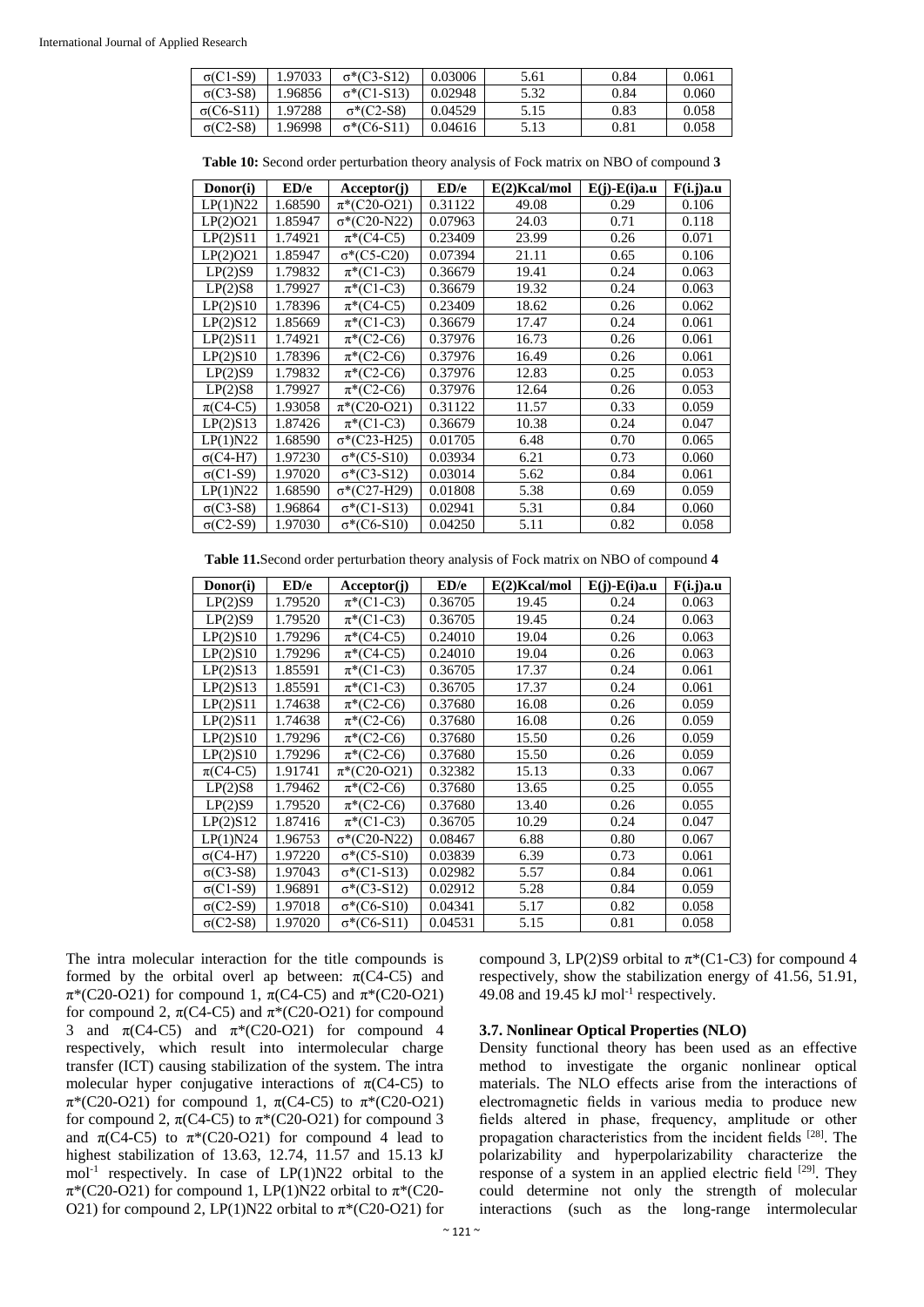| σ(C1-S9) | 1.97033 | σ*(C3-S12) | 0.03006 | 5.61 | 0.84 | 0.061 |
|---|---|---|---|---|---|---|
| σ(C3-S8) | 1.96856 | σ*(C1-S13) | 0.02948 | 5.32 | 0.84 | 0.060 |
| σ(C6-S11) | 1.97288 | σ*(C2-S8) | 0.04529 | 5.15 | 0.83 | 0.058 |
| σ(C2-S8) | 1.96998 | σ*(C6-S11) | 0.04616 | 5.13 | 0.81 | 0.058 |

**Table 10:** Second order perturbation theory analysis of Fock matrix on NBO of compound **3**

| Donor(i) | ED/e | Acceptor(j) | ED/e | E(2)Kcal/mol | E(j)-E(i)a.u | F(i.j)a.u |
|---|---|---|---|---|---|---|
| LP(1)N22 | 1.68590 | π*(C20-O21) | 0.31122 | 49.08 | 0.29 | 0.106 |
| LP(2)O21 | 1.85947 | σ*(C20-N22) | 0.07963 | 24.03 | 0.71 | 0.118 |
| LP(2)S11 | 1.74921 | π*(C4-C5) | 0.23409 | 23.99 | 0.26 | 0.071 |
| LP(2)O21 | 1.85947 | σ*(C5-C20) | 0.07394 | 21.11 | 0.65 | 0.106 |
| LP(2)S9 | 1.79832 | π*(C1-C3) | 0.36679 | 19.41 | 0.24 | 0.063 |
| LP(2)S8 | 1.79927 | π*(C1-C3) | 0.36679 | 19.32 | 0.24 | 0.063 |
| LP(2)S10 | 1.78396 | π*(C4-C5) | 0.23409 | 18.62 | 0.26 | 0.062 |
| LP(2)S12 | 1.85669 | π*(C1-C3) | 0.36679 | 17.47 | 0.24 | 0.061 |
| LP(2)S11 | 1.74921 | π*(C2-C6) | 0.37976 | 16.73 | 0.26 | 0.061 |
| LP(2)S10 | 1.78396 | π*(C2-C6) | 0.37976 | 16.49 | 0.26 | 0.061 |
| LP(2)S9 | 1.79832 | π*(C2-C6) | 0.37976 | 12.83 | 0.25 | 0.053 |
| LP(2)S8 | 1.79927 | π*(C2-C6) | 0.37976 | 12.64 | 0.26 | 0.053 |
| π(C4-C5) | 1.93058 | π*(C20-O21) | 0.31122 | 11.57 | 0.33 | 0.059 |
| LP(2)S13 | 1.87426 | π*(C1-C3) | 0.36679 | 10.38 | 0.24 | 0.047 |
| LP(1)N22 | 1.68590 | σ*(C23-H25) | 0.01705 | 6.48 | 0.70 | 0.065 |
| σ(C4-H7) | 1.97230 | σ*(C5-S10) | 0.03934 | 6.21 | 0.73 | 0.060 |
| σ(C1-S9) | 1.97020 | σ*(C3-S12) | 0.03014 | 5.62 | 0.84 | 0.061 |
| LP(1)N22 | 1.68590 | σ*(C27-H29) | 0.01808 | 5.38 | 0.69 | 0.059 |
| σ(C3-S8) | 1.96864 | σ*(C1-S13) | 0.02941 | 5.31 | 0.84 | 0.060 |
| σ(C2-S9) | 1.97030 | σ*(C6-S10) | 0.04250 | 5.11 | 0.82 | 0.058 |

**Table 11.** Second order perturbation theory analysis of Fock matrix on NBO of compound **4**

| Donor(i) | ED/e | Acceptor(j) | ED/e | E(2)Kcal/mol | E(j)-E(i)a.u | F(i.j)a.u |
|---|---|---|---|---|---|---|
| LP(2)S9 | 1.79520 | π*(C1-C3) | 0.36705 | 19.45 | 0.24 | 0.063 |
| LP(2)S9 | 1.79520 | π*(C1-C3) | 0.36705 | 19.45 | 0.24 | 0.063 |
| LP(2)S10 | 1.79296 | π*(C4-C5) | 0.24010 | 19.04 | 0.26 | 0.063 |
| LP(2)S10 | 1.79296 | π*(C4-C5) | 0.24010 | 19.04 | 0.26 | 0.063 |
| LP(2)S13 | 1.85591 | π*(C1-C3) | 0.36705 | 17.37 | 0.24 | 0.061 |
| LP(2)S13 | 1.85591 | π*(C1-C3) | 0.36705 | 17.37 | 0.24 | 0.061 |
| LP(2)S11 | 1.74638 | π*(C2-C6) | 0.37680 | 16.08 | 0.26 | 0.059 |
| LP(2)S11 | 1.74638 | π*(C2-C6) | 0.37680 | 16.08 | 0.26 | 0.059 |
| LP(2)S10 | 1.79296 | π*(C2-C6) | 0.37680 | 15.50 | 0.26 | 0.059 |
| LP(2)S10 | 1.79296 | π*(C2-C6) | 0.37680 | 15.50 | 0.26 | 0.059 |
| π(C4-C5) | 1.91741 | π*(C20-O21) | 0.32382 | 15.13 | 0.33 | 0.067 |
| LP(2)S8 | 1.79462 | π*(C2-C6) | 0.37680 | 13.65 | 0.25 | 0.055 |
| LP(2)S9 | 1.79520 | π*(C2-C6) | 0.37680 | 13.40 | 0.26 | 0.055 |
| LP(2)S12 | 1.87416 | π*(C1-C3) | 0.36705 | 10.29 | 0.24 | 0.047 |
| LP(1)N24 | 1.96753 | σ*(C20-N22) | 0.08467 | 6.88 | 0.80 | 0.067 |
| σ(C4-H7) | 1.97220 | σ*(C5-S10) | 0.03839 | 6.39 | 0.73 | 0.061 |
| σ(C3-S8) | 1.97043 | σ*(C1-S13) | 0.02982 | 5.57 | 0.84 | 0.061 |
| σ(C1-S9) | 1.96891 | σ*(C3-S12) | 0.02912 | 5.28 | 0.84 | 0.059 |
| σ(C2-S9) | 1.97018 | σ*(C6-S10) | 0.04341 | 5.17 | 0.82 | 0.058 |
| σ(C2-S8) | 1.97020 | σ*(C6-S11) | 0.04531 | 5.15 | 0.81 | 0.058 |

The intra molecular interaction for the title compounds is formed by the orbital overl ap between: π(C4-C5) and π*(C20-O21) for compound 1, π(C4-C5) and π*(C20-O21) for compound 2, π(C4-C5) and π*(C20-O21) for compound 3 and π(C4-C5) and π*(C20-O21) for compound 4 respectively, which result into intermolecular charge transfer (ICT) causing stabilization of the system. The intra molecular hyper conjugative interactions of π(C4-C5) to π*(C20-O21) for compound 1, π(C4-C5) to π*(C20-O21) for compound 2, π(C4-C5) to π*(C20-O21) for compound 3 and π(C4-C5) to π*(C20-O21) for compound 4 lead to highest stabilization of 13.63, 12.74, 11.57 and 15.13 kJ $mol^{-1}$ respectively. In case of LP(1)N22 orbital to the π*(C20-O21) for compound 1, LP(1)N22 orbital to π*(C20-O21) for compound 2, LP(1)N22 orbital to π*(C20-O21) for compound 3, LP(2)S9 orbital to π*(C1-C3) for compound 4 respectively, show the stabilization energy of 41.56, 51.91, 49.08 and 19.45 kJ $mol^{-1}$ respectively.

### 3.7. Nonlinear Optical Properties (NLO)

Density functional theory has been used as an effective method to investigate the organic nonlinear optical materials. The NLO effects arise from the interactions of electromagnetic fields in various media to produce new fields altered in phase, frequency, amplitude or other propagation characteristics from the incident fields [28]. The polarizability and hyperpolarizability characterize the response of a system in an applied electric field [29]. They could determine not only the strength of molecular interactions (such as the long-range intermolecular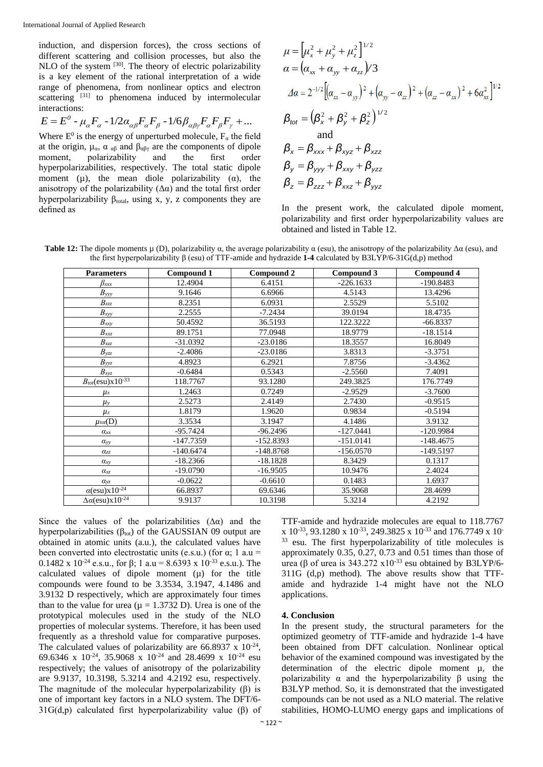induction, and dispersion forces), the cross sections of different scattering and collision processes, but also the NLO of the system [30]. The theory of electric polarizability is a key element of the rational interpretation of a wide range of phenomena, from nonlinear optics and electron scattering [31] to phenomena induced by intermolecular interactions:

$$E = E^0 - \mu_\alpha F_\alpha - 1/2\alpha_{\alpha\beta}F_\alpha F_\beta - 1/6\beta_{\alpha\beta\gamma}F_\alpha F_\beta F_\gamma + ...$$

Where $E^0$ is the energy of unperturbed molecule, $F_\alpha$ the field at the origin, $\mu_\alpha$, $\alpha_{\alpha\beta}$ and $\beta_{\alpha\beta\gamma}$ are the components of dipole moment, polarizability and the first order hyperpolarizabilities, respectively. The total static dipole moment ($\mu$), the mean diole polarizability ($\alpha$), the anisotropy of the polarizability ($\Delta\alpha$) and the total first order hyperpolarizability $\beta_{total}$, using x, y, z components they are defined as

$$\mu = \left[\mu_x^2 + \mu_y^2 + \mu_z^2\right]^{1/2}$$

$$\alpha = \left(\alpha_{xx} + \alpha_{yy} + \alpha_{zz}\right)/3$$

$$\Delta\alpha = 2^{-1/2}\left[\left(\alpha_{xx} - \alpha_{yy}\right)^2 + \left(\alpha_{yy} - \alpha_{zz}\right)^2 + \left(\alpha_{zz} - \alpha_{xx}\right)^2 + 6\alpha_{xx}^2\right]^{1/2}$$

$$\beta_{tot} = \left(\beta_x^2 + \beta_y^2 + \beta_z^2\right)^{1/2}$$

and

$$\beta_x = \beta_{xxx} + \beta_{xyz} + \beta_{xzz}$$

$$\beta_y = \beta_{yyy} + \beta_{xxy} + \beta_{yzz}$$

$$\beta_z = \beta_{zzz} + \beta_{xxz} + \beta_{yyz}$$

In the present work, the calculated dipole moment, polarizability and first order hyperpolarizability values are obtained and listed in Table 12.

**Table 12:** The dipole moments μ (D), polarizability α, the average polarizability α (esu), the anisotropy of the polarizability Δα (esu), and the first hyperpolarizability β (esu) of TTF-amide and hydrazide **1-4** calculated by B3LYP/6-31G(d,p) method

| Parameters | Compound 1 | Compound 2 | Compound 3 | Compound 4 |
|---|---|---|---|---|
| $\beta_{xxx}$ | 12.4904 | 6.4151 | -226.1633 | -190.8483 |
| $B_{yyy}$ | 9.1646 | 6.6966 | 4.5143 | 13.4296 |
| $B_{zzz}$ | 8.2351 | 6.0931 | 2.5529 | 5.5102 |
| $B_{xyy}$ | 2.2555 | -7.2434 | 39.0194 | 18.4735 |
| $B_{xxy}$ | 50.4592 | 36.5193 | 122.3222 | -66.8337 |
| $B_{xxz}$ | 89.1751 | 77.0948 | 18.9779 | -18.1514 |
| $B_{xzz}$ | -31.0392 | -23.0186 | 18.3557 | 16.8049 |
| $B_{yzz}$ | -2.4086 | -23.0186 | 3.8313 | -3.3751 |
| $B_{yyz}$ | 4.8923 | 6.2921 | 7.8756 | -3.4362 |
| $B_{xyz}$ | -0.6484 | 0.5343 | -2.5560 | 7.4091 |
| $B_{tot}$(esu)x$10^{-33}$ | 118.7767 | 93.1280 | 249.3825 | 176.7749 |
| $\mu_x$ | 1.2463 | 0.7249 | -2.9529 | -3.7600 |
| $\mu_y$ | 2.5273 | 2.4149 | 2.7430 | -0.9515 |
| $\mu_z$ | 1.8179 | 1.9620 | 0.9834 | -0.5194 |
| $\mu_{tot}$(D) | 3.3534 | 3.1947 | 4.1486 | 3.9132 |
| $\alpha_{xx}$ | -95.7424 | -96.2496 | -127.0441 | -120.9984 |
| $\alpha_{yy}$ | -147.7359 | -152.8393 | -151.0141 | -148.4675 |
| $\alpha_{zz}$ | -140.6474 | -148.8768 | -156.0570 | -149.5197 |
| $\alpha_{xy}$ | -18.2366 | -18.1828 | 8.3429 | 0.1317 |
| $\alpha_{xz}$ | -19.0790 | -16.9505 | 10.9476 | 2.4024 |
| $\alpha_{yz}$ | -0.0622 | -0.6610 | 0.1483 | 1.6937 |
| $\alpha$(esu)x$10^{-24}$ | 66.8937 | 69.6346 | 35.9068 | 28.4699 |
| $\Delta\alpha$(esu)x$10^{-24}$ | 9.9137 | 10.3198 | 5.3214 | 4.2192 |

Since the values of the polarizabilities ($\Delta\alpha$) and the hyperpolarizabilities ($\beta_{tot}$) of the GAUSSIAN 09 output are obtained in atomic units (a.u.), the calculated values have been converted into electrostatic units (e.s.u.) (for α; 1 a.u = 0.1482 x $10^{-24}$ e.s.u., for β; 1 a.u = 8.6393 x $10^{-33}$ e.s.u.). The calculated values of dipole moment (μ) for the title compounds were found to be 3.3534, 3.1947, 4.1486 and 3.9132 D respectively, which are approximately four times than to the value for urea (μ = 1.3732 D). Urea is one of the prototypical molecules used in the study of the NLO properties of molecular systems. Therefore, it has been used frequently as a threshold value for comparative purposes. The calculated values of polarizability are 66.8937 x $10^{-24}$, 69.6346 x $10^{-24}$, 35.9068 x $10^{-24}$ and 28.4699 x $10^{-24}$ esu respectively; the values of anisotropy of the polarizability are 9.9137, 10.3198, 5.3214 and 4.2192 esu, respectively. The magnitude of the molecular hyperpolarizability (β) is one of important key factors in a NLO system. The DFT/6-31G(d,p) calculated first hyperpolarizability value (β) of TTF-amide and hydrazide molecules are equal to 118.7767 x $10^{-33}$, 93.1280 x $10^{-33}$, 249.3825 x $10^{-33}$ and 176.7749 x $10^{-33}$ esu. The first hyperpolarizability of title molecules is approximately 0.35, 0.27, 0.73 and 0.51 times than those of urea (β of urea is 343.272 x$10^{-33}$ esu obtained by B3LYP/6-311G (d,p) method). The above results show that TTF-amide and hydrazide 1-4 might have not the NLO applications.

### 4. Conclusion

In the present study, the structural parameters for the optimized geometry of TTF-amide and hydrazide 1-4 have been obtained from DFT calculation. Nonlinear optical behavior of the examined compound was investigated by the determination of the electric dipole moment μ, the polarizability α and the hyperpolarizability β using the B3LYP method. So, it is demonstrated that the investigated compounds can be not used as a NLO material. The relative stabilities, HOMO-LUMO energy gaps and implications of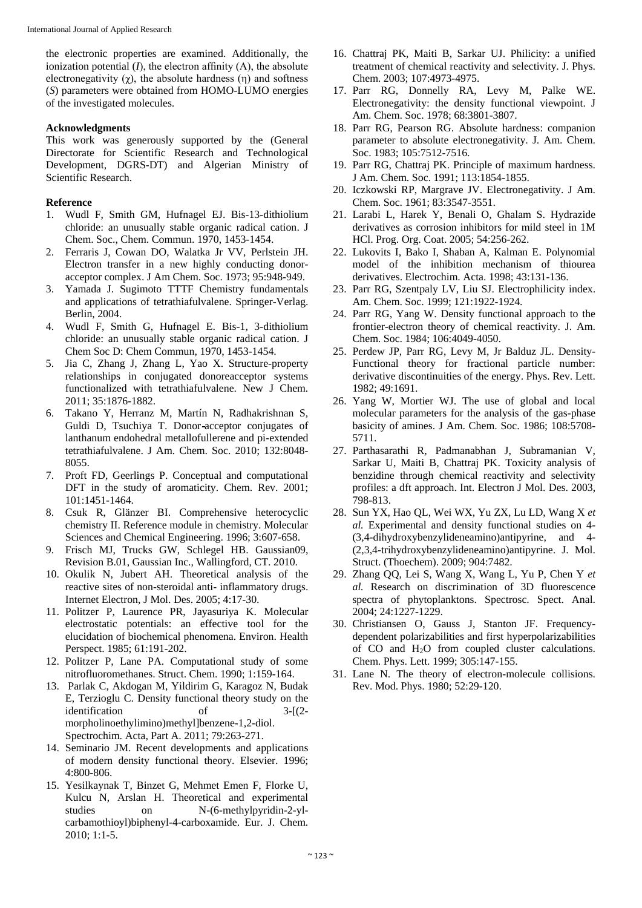the electronic properties are examined. Additionally, the ionization potential (*I*), the electron affinity (A), the absolute electronegativity (χ), the absolute hardness (η) and softness (*S*) parameters were obtained from HOMO-LUMO energies of the investigated molecules.

**Acknowledgments**

This work was generously supported by the (General Directorate for Scientific Research and Technological Development, DGRS-DT) and Algerian Ministry of Scientific Research.

**Reference**

1. Wudl F, Smith GM, Hufnagel EJ. Bis-13-dithiolium chloride: an unusually stable organic radical cation. J Chem. Soc., Chem. Commun. 1970, 1453-1454.
2. Ferraris J, Cowan DO, Walatka Jr VV, Perlstein JH. Electron transfer in a new highly conducting donor-acceptor complex. J Am Chem. Soc. 1973; 95:948-949.
3. Yamada J. Sugimoto TTTF Chemistry fundamentals and applications of tetrathiafulvalene. Springer-Verlag. Berlin, 2004.
4. Wudl F, Smith G, Hufnagel E. Bis-1, 3-dithiolium chloride: an unusually stable organic radical cation. J Chem Soc D: Chem Commun, 1970, 1453-1454.
5. Jia C, Zhang J, Zhang L, Yao X. Structure-property relationships in conjugated donoreacceptor systems functionalized with tetrathiafulvalene. New J Chem. 2011; 35:1876-1882.
6. Takano Y, Herranz M, Martín N, Radhakrishnan S, Guldi D, Tsuchiya T. Donor-acceptor conjugates of lanthanum endohedral metallofullerene and pi-extended tetrathiafulvalene. J Am. Chem. Soc. 2010; 132:8048-8055.
7. Proft FD, Geerlings P. Conceptual and computational DFT in the study of aromaticity. Chem. Rev. 2001; 101:1451-1464.
8. Csuk R, Glänzer BI. Comprehensive heterocyclic chemistry II. Reference module in chemistry. Molecular Sciences and Chemical Engineering. 1996; 3:607-658.
9. Frisch MJ, Trucks GW, Schlegel HB. Gaussian09, Revision B.01, Gaussian Inc., Wallingford, CT. 2010.
10. Okulik N, Jubert AH. Theoretical analysis of the reactive sites of non-steroidal anti- inflammatory drugs. Internet Electron, J Mol. Des. 2005; 4:17-30.
11. Politzer P, Laurence PR, Jayasuriya K. Molecular electrostatic potentials: an effective tool for the elucidation of biochemical phenomena. Environ. Health Perspect. 1985; 61:191-202.
12. Politzer P, Lane PA. Computational study of some nitrofluoromethanes. Struct. Chem. 1990; 1:159-164.
13. Parlak C, Akdogan M, Yildirim G, Karagoz N, Budak E, Terzioglu C. Density functional theory study on the identification of 3-[(2-morpholinoethylimino)methyl]benzene-1,2-diol. Spectrochim. Acta, Part A. 2011; 79:263-271.
14. Seminario JM. Recent developments and applications of modern density functional theory. Elsevier. 1996; 4:800-806.
15. Yesilkaynak T, Binzet G, Mehmet Emen F, Florke U, Kulcu N, Arslan H. Theoretical and experimental studies on N-(6-methylpyridin-2-yl-carbamothioyl)biphenyl-4-carboxamide. Eur. J. Chem. 2010; 1:1-5.
16. Chattraj PK, Maiti B, Sarkar UJ. Philicity: a unified treatment of chemical reactivity and selectivity. J. Phys. Chem. 2003; 107:4973-4975.
17. Parr RG, Donnelly RA, Levy M, Palke WE. Electronegativity: the density functional viewpoint. J Am. Chem. Soc. 1978; 68:3801-3807.
18. Parr RG, Pearson RG. Absolute hardness: companion parameter to absolute electronegativity. J. Am. Chem. Soc. 1983; 105:7512-7516.
19. Parr RG, Chattraj PK. Principle of maximum hardness. J Am. Chem. Soc. 1991; 113:1854-1855.
20. Iczkowski RP, Margrave JV. Electronegativity. J Am. Chem. Soc. 1961; 83:3547-3551.
21. Larabi L, Harek Y, Benali O, Ghalam S. Hydrazide derivatives as corrosion inhibitors for mild steel in 1M HCl. Prog. Org. Coat. 2005; 54:256-262.
22. Lukovits I, Bako I, Shaban A, Kalman E. Polynomial model of the inhibition mechanism of thiourea derivatives. Electrochim. Acta. 1998; 43:131-136.
23. Parr RG, Szentpaly LV, Liu SJ. Electrophilicity index. Am. Chem. Soc. 1999; 121:1922-1924.
24. Parr RG, Yang W. Density functional approach to the frontier-electron theory of chemical reactivity. J. Am. Chem. Soc. 1984; 106:4049-4050.
25. Perdew JP, Parr RG, Levy M, Jr Balduz JL. Density-Functional theory for fractional particle number: derivative discontinuities of the energy. Phys. Rev. Lett. 1982; 49:1691.
26. Yang W, Mortier WJ. The use of global and local molecular parameters for the analysis of the gas-phase basicity of amines. J Am. Chem. Soc. 1986; 108:5708-5711.
27. Parthasarathi R, Padmanabhan J, Subramanian V, Sarkar U, Maiti B, Chattraj PK. Toxicity analysis of benzidine through chemical reactivity and selectivity profiles: a dft approach. Int. Electron J Mol. Des. 2003, 798-813.
28. Sun YX, Hao QL, Wei WX, Yu ZX, Lu LD, Wang X *et al.* Experimental and density functional studies on 4-(3,4-dihydroxybenzylideneamino)antipyrine, and 4-(2,3,4-trihydroxybenzylideneamino)antipyrine. J. Mol. Struct. (Thoechem). 2009; 904:7482.
29. Zhang QQ, Lei S, Wang X, Wang L, Yu P, Chen Y *et al.* Research on discrimination of 3D fluorescence spectra of phytoplanktons. Spectrosc. Spect. Anal. 2004; 24:1227-1229.
30. Christiansen O, Gauss J, Stanton JF. Frequency-dependent polarizabilities and first hyperpolarizabilities of CO and $H_2O$ from coupled cluster calculations. Chem. Phys. Lett. 1999; 305:147-155.
31. Lane N. The theory of electron-molecule collisions. Rev. Mod. Phys. 1980; 52:29-120.